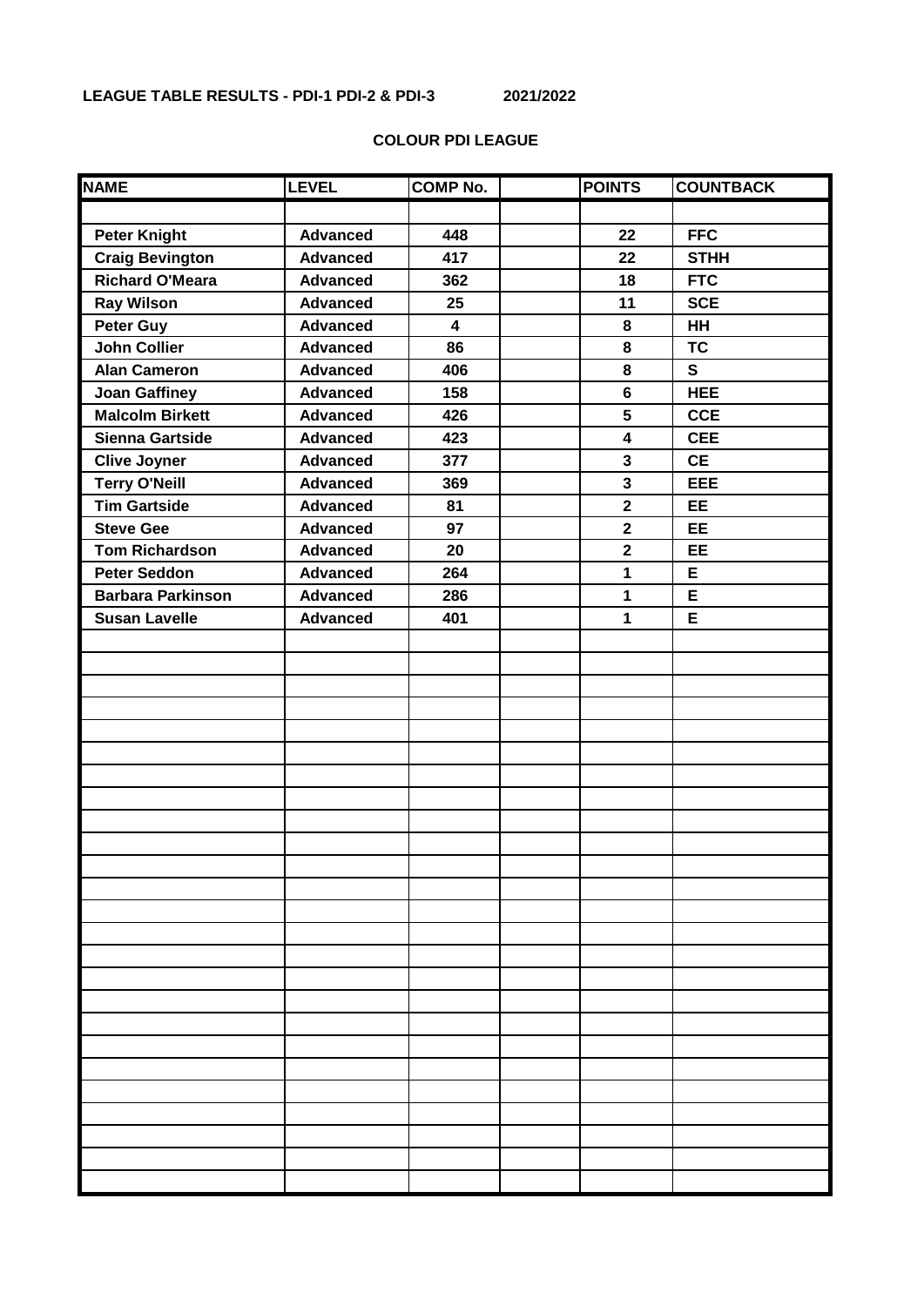**LEAGUE TABLE RESULTS - PDI-1 PDI-2 & PDI-3 2021/2022**

**COLOUR PDI LEAGUE**

| NAME | LEVEL | COMP No. | | POINTS | COUNTBACK |
|---|---|---|---|---|---|
| Peter Knight | Advanced | 448 | | 22 | FFC |
| Craig Bevington | Advanced | 417 | | 22 | STHH |
| Richard O'Meara | Advanced | 362 | | 18 | FTC |
| Ray Wilson | Advanced | 25 | | 11 | SCE |
| Peter Guy | Advanced | 4 | | 8 | HH |
| John Collier | Advanced | 86 | | 8 | TC |
| Alan Cameron | Advanced | 406 | | 8 | S |
| Joan Gaffiney | Advanced | 158 | | 6 | HEE |
| Malcolm Birkett | Advanced | 426 | | 5 | CCE |
| Sienna Gartside | Advanced | 423 | | 4 | CEE |
| Clive Joyner | Advanced | 377 | | 3 | CE |
| Terry O'Neill | Advanced | 369 | | 3 | EEE |
| Tim Gartside | Advanced | 81 | | 2 | EE |
| Steve Gee | Advanced | 97 | | 2 | EE |
| Tom Richardson | Advanced | 20 | | 2 | EE |
| Peter Seddon | Advanced | 264 | | 1 | E |
| Barbara Parkinson | Advanced | 286 | | 1 | E |
| Susan Lavelle | Advanced | 401 | | 1 | E |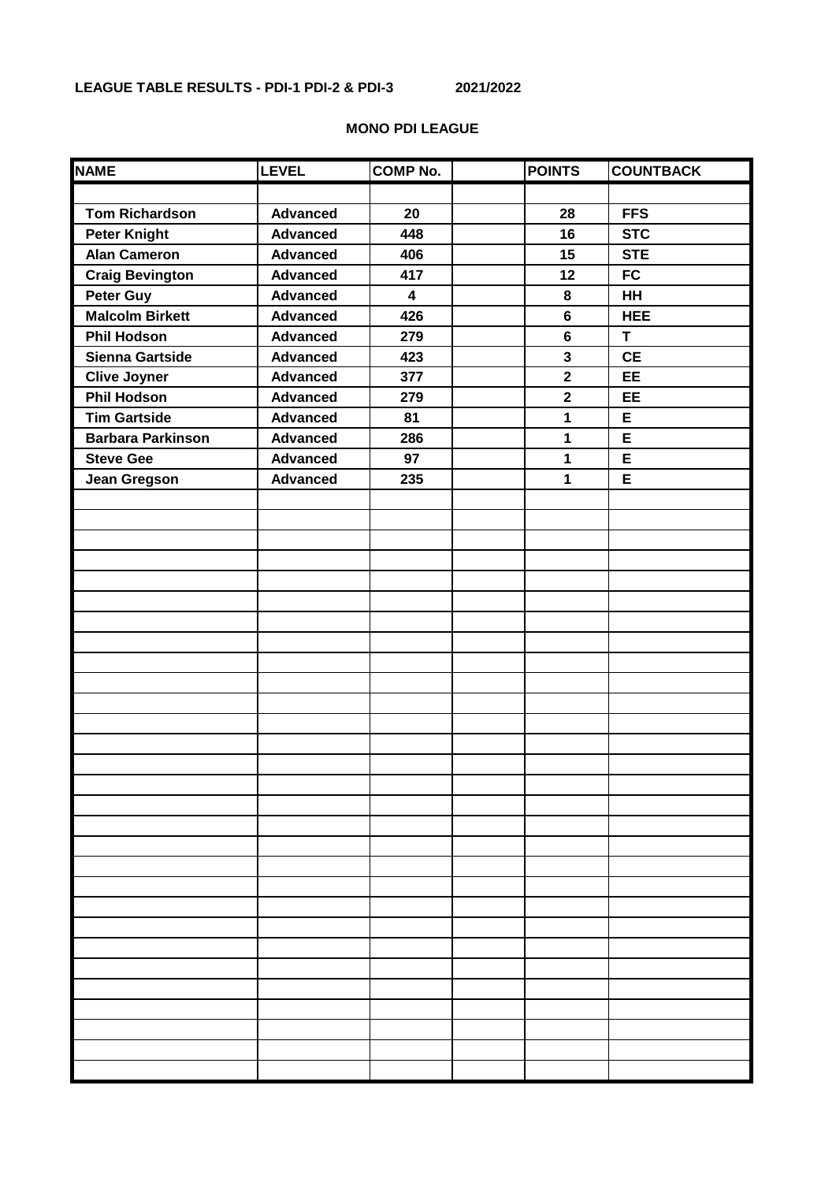**LEAGUE TABLE RESULTS - PDI-1 PDI-2 & PDI-3 2021/2022**

**MONO PDI LEAGUE**

| NAME | LEVEL | COMP No. | | POINTS | COUNTBACK |
|---|---|---|---|---|---|
| | | | | | |
| Tom Richardson | Advanced | 20 | | 28 | FFS |
| Peter Knight | Advanced | 448 | | 16 | STC |
| Alan Cameron | Advanced | 406 | | 15 | STE |
| Craig Bevington | Advanced | 417 | | 12 | FC |
| Peter Guy | Advanced | 4 | | 8 | HH |
| Malcolm Birkett | Advanced | 426 | | 6 | HEE |
| Phil Hodson | Advanced | 279 | | 6 | T |
| Sienna Gartside | Advanced | 423 | | 3 | CE |
| Clive Joyner | Advanced | 377 | | 2 | EE |
| Phil Hodson | Advanced | 279 | | 2 | EE |
| Tim Gartside | Advanced | 81 | | 1 | E |
| Barbara Parkinson | Advanced | 286 | | 1 | E |
| Steve Gee | Advanced | 97 | | 1 | E |
| Jean Gregson | Advanced | 235 | | 1 | E |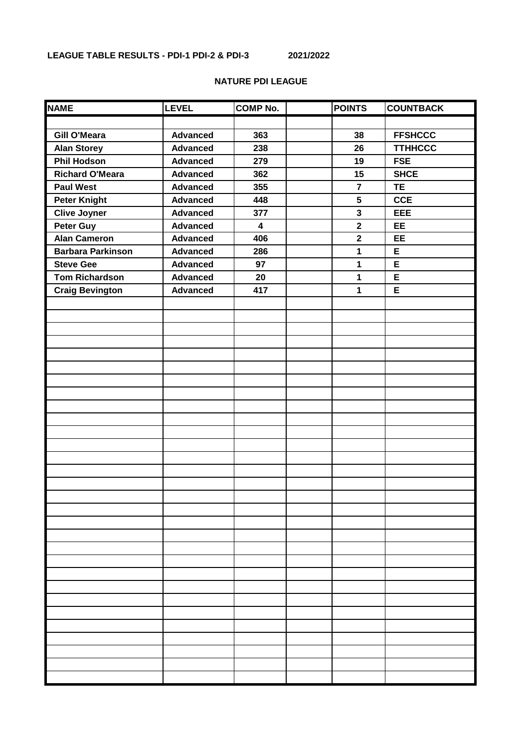**LEAGUE TABLE RESULTS - PDI-1 PDI-2 & PDI-3 2021/2022**

**NATURE PDI LEAGUE**

| NAME | LEVEL | COMP No. | | POINTS | COUNTBACK |
|---|---|---|---|---|---|
| Gill O'Meara | Advanced | 363 | | 38 | FFSHCCC |
| Alan Storey | Advanced | 238 | | 26 | TTHHCCC |
| Phil Hodson | Advanced | 279 | | 19 | FSE |
| Richard O'Meara | Advanced | 362 | | 15 | SHCE |
| Paul West | Advanced | 355 | | 7 | TE |
| Peter Knight | Advanced | 448 | | 5 | CCE |
| Clive Joyner | Advanced | 377 | | 3 | EEE |
| Peter Guy | Advanced | 4 | | 2 | EE |
| Alan Cameron | Advanced | 406 | | 2 | EE |
| Barbara Parkinson | Advanced | 286 | | 1 | E |
| Steve Gee | Advanced | 97 | | 1 | E |
| Tom Richardson | Advanced | 20 | | 1 | E |
| Craig Bevington | Advanced | 417 | | 1 | E |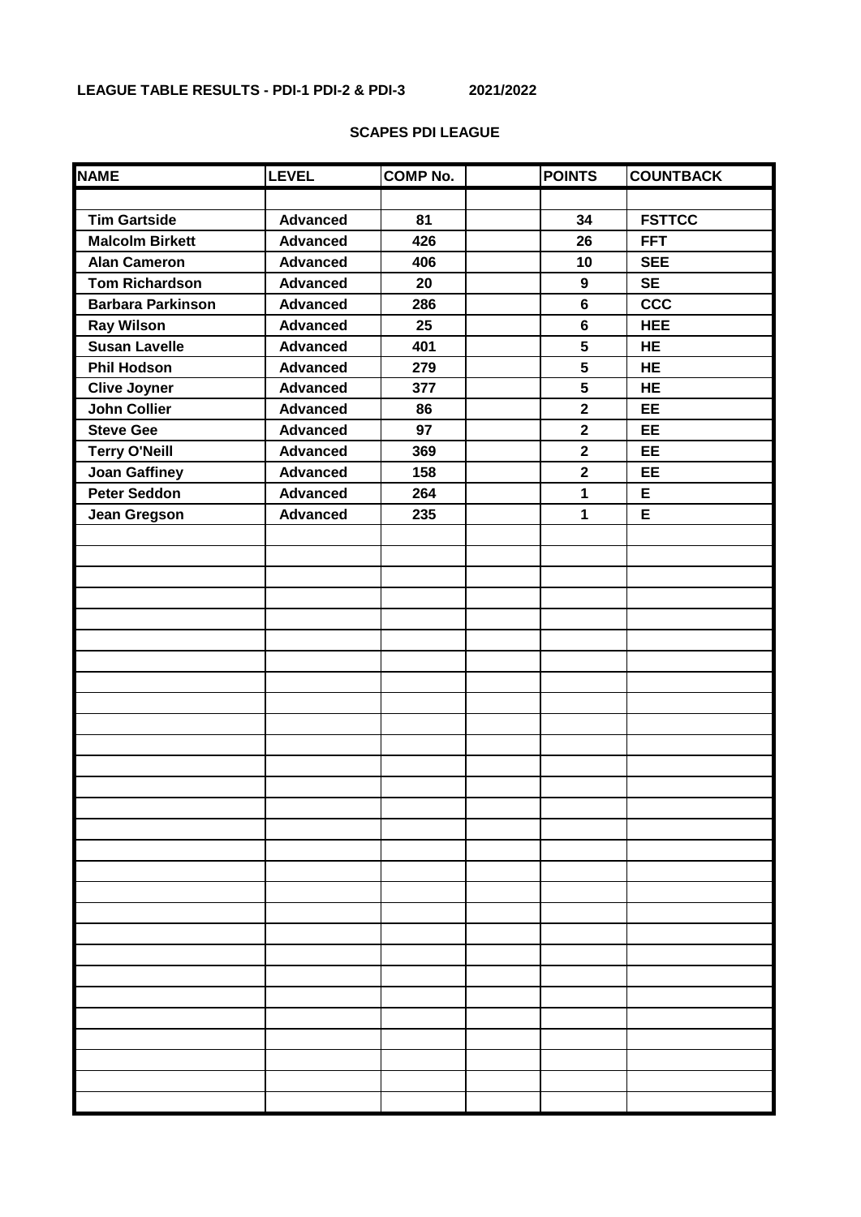**LEAGUE TABLE RESULTS - PDI-1 PDI-2 & PDI-3** **2021/2022**

**SCAPES PDI LEAGUE**

| NAME | LEVEL | COMP No. | | POINTS | COUNTBACK |
|---|---|---|---|---|---|
| Tim Gartside | Advanced | 81 | | 34 | FSTTCC |
| Malcolm Birkett | Advanced | 426 | | 26 | FFT |
| Alan Cameron | Advanced | 406 | | 10 | SEE |
| Tom Richardson | Advanced | 20 | | 9 | SE |
| Barbara Parkinson | Advanced | 286 | | 6 | CCC |
| Ray Wilson | Advanced | 25 | | 6 | HEE |
| Susan Lavelle | Advanced | 401 | | 5 | HE |
| Phil Hodson | Advanced | 279 | | 5 | HE |
| Clive Joyner | Advanced | 377 | | 5 | HE |
| John Collier | Advanced | 86 | | 2 | EE |
| Steve Gee | Advanced | 97 | | 2 | EE |
| Terry O'Neill | Advanced | 369 | | 2 | EE |
| Joan Gaffiney | Advanced | 158 | | 2 | EE |
| Peter Seddon | Advanced | 264 | | 1 | E |
| Jean Gregson | Advanced | 235 | | 1 | E |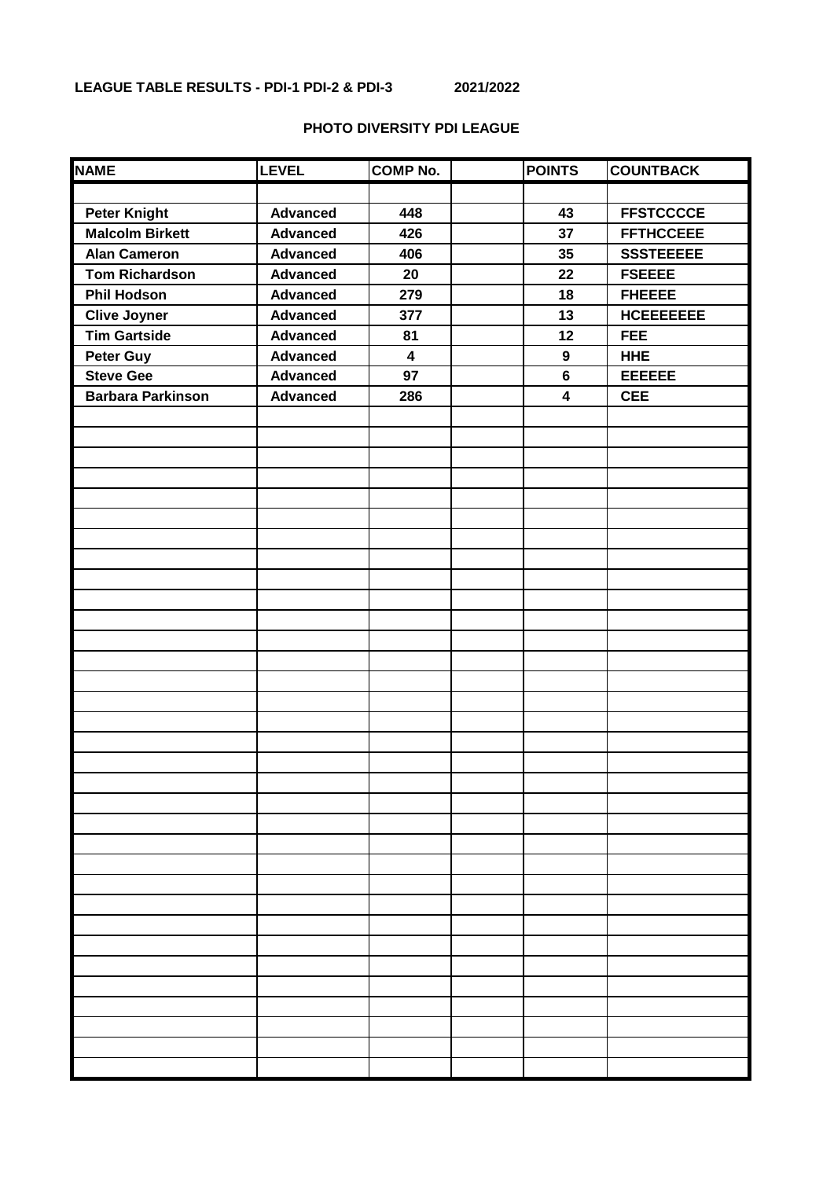**LEAGUE TABLE RESULTS - PDI-1 PDI-2 & PDI-3 2021/2022**

**PHOTO DIVERSITY PDI LEAGUE**

| NAME | LEVEL | COMP No. | | POINTS | COUNTBACK |
|---|---|---|---|---|---|
| Peter Knight | Advanced | 448 | | 43 | FFSTCCCCE |
| Malcolm Birkett | Advanced | 426 | | 37 | FFTHCCEEE |
| Alan Cameron | Advanced | 406 | | 35 | SSSTEEEEE |
| Tom Richardson | Advanced | 20 | | 22 | FSEEEE |
| Phil Hodson | Advanced | 279 | | 18 | FHEEEE |
| Clive Joyner | Advanced | 377 | | 13 | HCEEEEEEE |
| Tim Gartside | Advanced | 81 | | 12 | FEE |
| Peter Guy | Advanced | 4 | | 9 | HHE |
| Steve Gee | Advanced | 97 | | 6 | EEEEEE |
| Barbara Parkinson | Advanced | 286 | | 4 | CEE |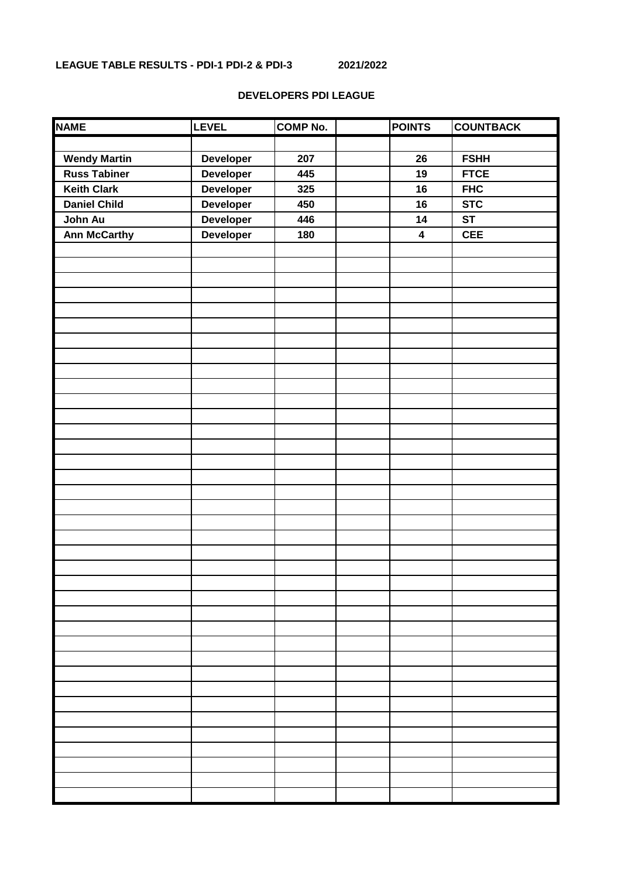**LEAGUE TABLE RESULTS - PDI-1 PDI-2 & PDI-3 2021/2022**

**DEVELOPERS PDI LEAGUE**

| NAME | LEVEL | COMP No. | | POINTS | COUNTBACK |
|---|---|---|---|---|---|
| | | | | | |
| Wendy Martin | Developer | 207 | | 26 | FSHH |
| Russ Tabiner | Developer | 445 | | 19 | FTCE |
| Keith Clark | Developer | 325 | | 16 | FHC |
| Daniel Child | Developer | 450 | | 16 | STC |
| John Au | Developer | 446 | | 14 | ST |
| Ann McCarthy | Developer | 180 | | 4 | CEE |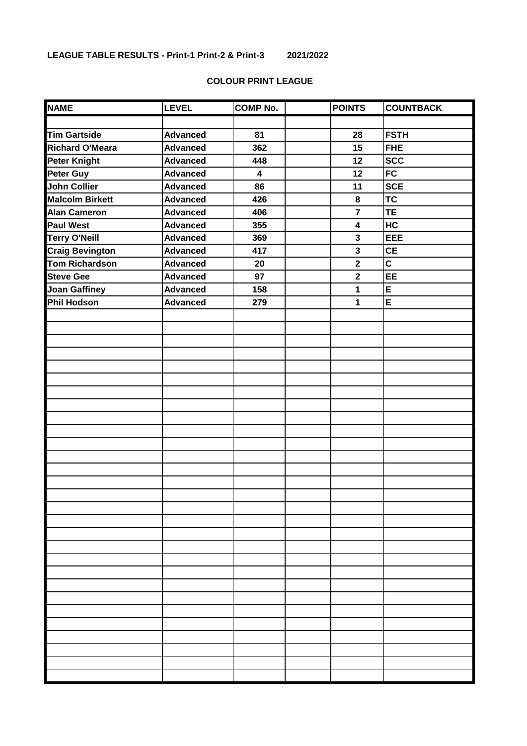**LEAGUE TABLE RESULTS - Print-1 Print-2 & Print-3 2021/2022**

**COLOUR PRINT LEAGUE**

| NAME | LEVEL | COMP No. | | POINTS | COUNTBACK |
|---|---|---|---|---|---|
| | | | | | |
| Tim Gartside | Advanced | 81 | | 28 | FSTH |
| Richard O'Meara | Advanced | 362 | | 15 | FHE |
| Peter Knight | Advanced | 448 | | 12 | SCC |
| Peter Guy | Advanced | 4 | | 12 | FC |
| John Collier | Advanced | 86 | | 11 | SCE |
| Malcolm Birkett | Advanced | 426 | | 8 | TC |
| Alan Cameron | Advanced | 406 | | 7 | TE |
| Paul West | Advanced | 355 | | 4 | HC |
| Terry O'Neill | Advanced | 369 | | 3 | EEE |
| Craig Bevington | Advanced | 417 | | 3 | CE |
| Tom Richardson | Advanced | 20 | | 2 | C |
| Steve Gee | Advanced | 97 | | 2 | EE |
| Joan Gaffiney | Advanced | 158 | | 1 | E |
| Phil Hodson | Advanced | 279 | | 1 | E |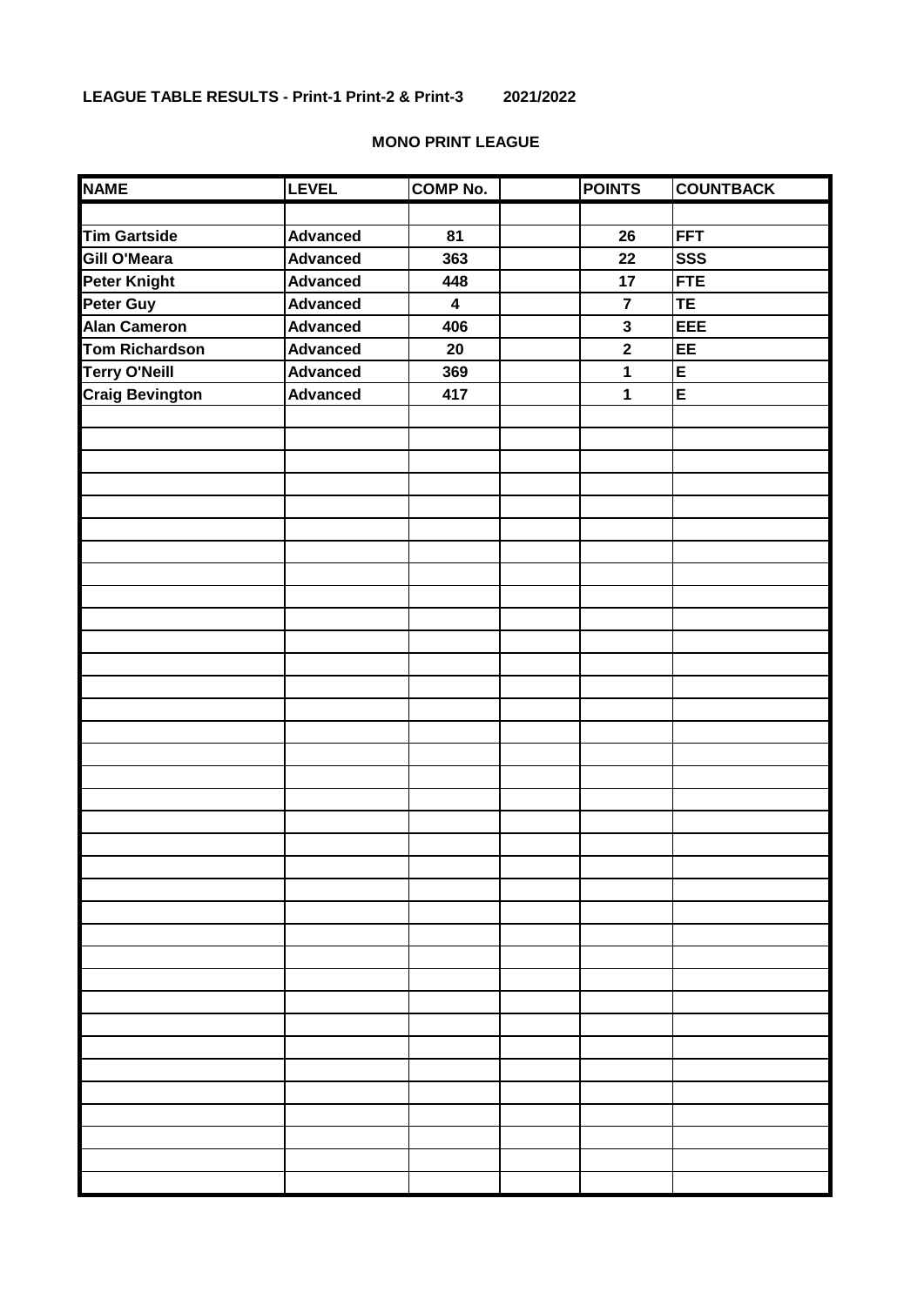**LEAGUE TABLE RESULTS - Print-1 Print-2 & Print-3 2021/2022**

**MONO PRINT LEAGUE**

| NAME | LEVEL | COMP No. | | POINTS | COUNTBACK |
|---|---|---|---|---|---|
| Tim Gartside | Advanced | 81 | | 26 | FFT |
| Gill O'Meara | Advanced | 363 | | 22 | SSS |
| Peter Knight | Advanced | 448 | | 17 | FTE |
| Peter Guy | Advanced | 4 | | 7 | TE |
| Alan Cameron | Advanced | 406 | | 3 | EEE |
| Tom Richardson | Advanced | 20 | | 2 | EE |
| Terry O'Neill | Advanced | 369 | | 1 | E |
| Craig Bevington | Advanced | 417 | | 1 | E |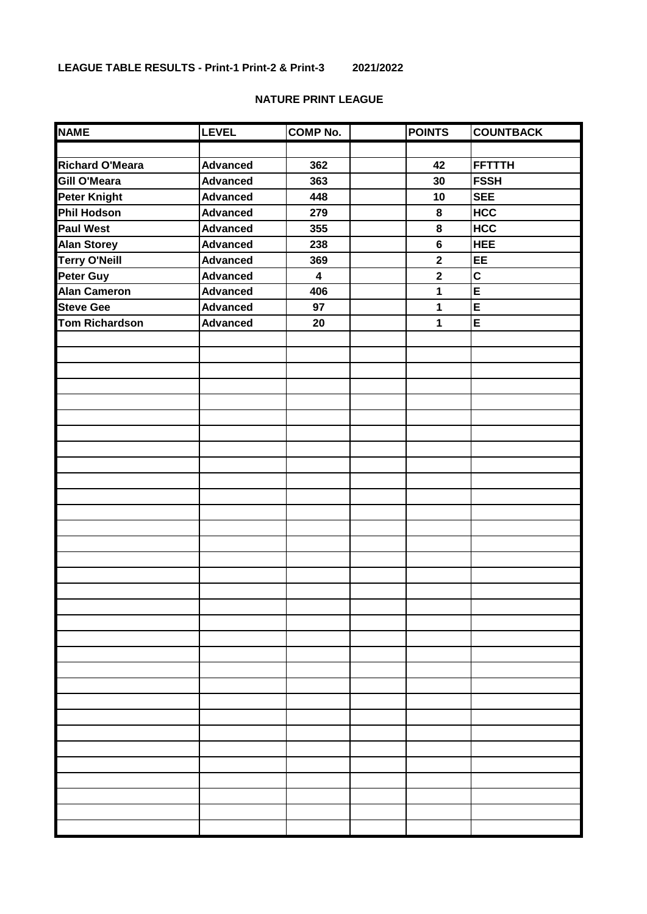**LEAGUE TABLE RESULTS - Print-1 Print-2 & Print-3 2021/2022**

**NATURE PRINT LEAGUE**

| NAME | LEVEL | COMP No. | | POINTS | COUNTBACK |
|---|---|---|---|---|---|
| Richard O'Meara | Advanced | 362 | | 42 | FFTTTH |
| Gill O'Meara | Advanced | 363 | | 30 | FSSH |
| Peter Knight | Advanced | 448 | | 10 | SEE |
| Phil Hodson | Advanced | 279 | | 8 | HCC |
| Paul West | Advanced | 355 | | 8 | HCC |
| Alan Storey | Advanced | 238 | | 6 | HEE |
| Terry O'Neill | Advanced | 369 | | 2 | EE |
| Peter Guy | Advanced | 4 | | 2 | C |
| Alan Cameron | Advanced | 406 | | 1 | E |
| Steve Gee | Advanced | 97 | | 1 | E |
| Tom Richardson | Advanced | 20 | | 1 | E |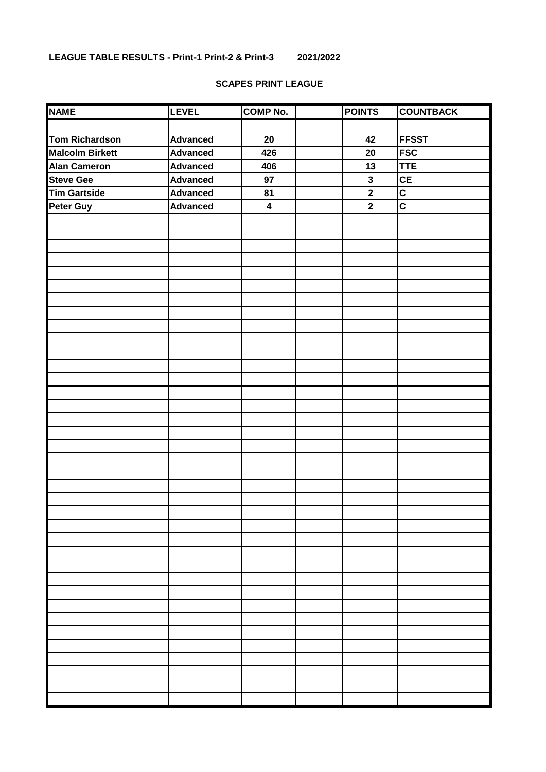**LEAGUE TABLE RESULTS - Print-1 Print-2 & Print-3 2021/2022**

**SCAPES PRINT LEAGUE**

| NAME | LEVEL | COMP No. | | POINTS | COUNTBACK |
|---|---|---|---|---|---|
| | | | | | |
| Tom Richardson | Advanced | 20 | | 42 | FFSST |
| Malcolm Birkett | Advanced | 426 | | 20 | FSC |
| Alan Cameron | Advanced | 406 | | 13 | TTE |
| Steve Gee | Advanced | 97 | | 3 | CE |
| Tim Gartside | Advanced | 81 | | 2 | C |
| Peter Guy | Advanced | 4 | | 2 | C |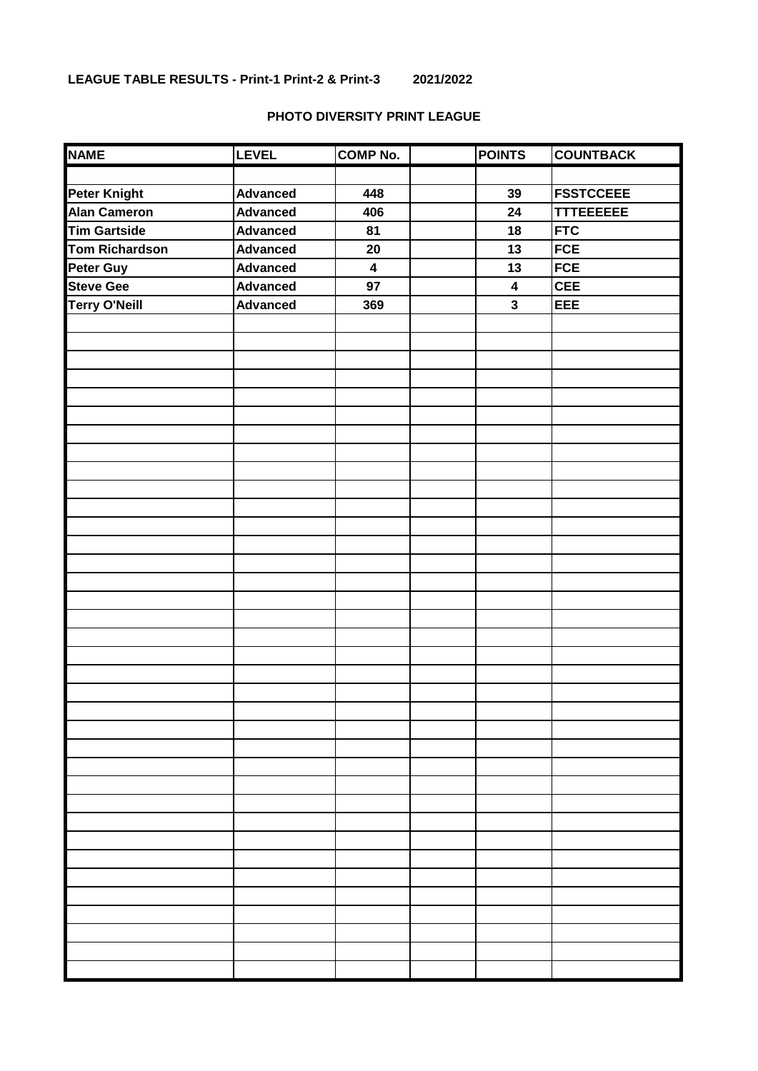**LEAGUE TABLE RESULTS - Print-1 Print-2 & Print-3 2021/2022**

**PHOTO DIVERSITY PRINT LEAGUE**

| NAME | LEVEL | COMP No. | | POINTS | COUNTBACK |
|---|---|---|---|---|---|
| | | | | | |
| Peter Knight | Advanced | 448 | | 39 | FSSTCCEEE |
| Alan Cameron | Advanced | 406 | | 24 | TTTEEEEEE |
| Tim Gartside | Advanced | 81 | | 18 | FTC |
| Tom Richardson | Advanced | 20 | | 13 | FCE |
| Peter Guy | Advanced | 4 | | 13 | FCE |
| Steve Gee | Advanced | 97 | | 4 | CEE |
| Terry O'Neill | Advanced | 369 | | 3 | EEE |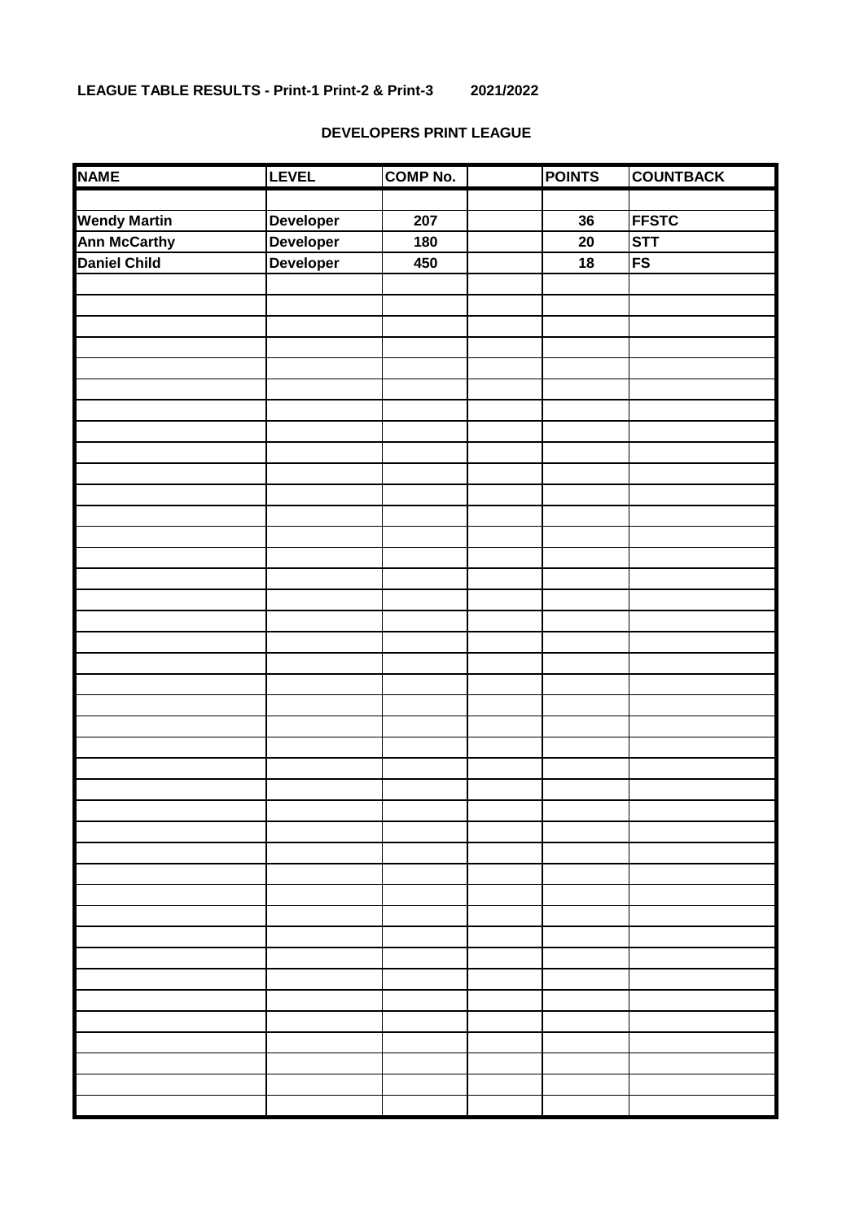**LEAGUE TABLE RESULTS - Print-1 Print-2 & Print-3 2021/2022**

**DEVELOPERS PRINT LEAGUE**

| NAME | LEVEL | COMP No. | | POINTS | COUNTBACK |
|---|---|---|---|---|---|
| | | | | | |
| Wendy Martin | Developer | 207 | | 36 | FFSTC |
| Ann McCarthy | Developer | 180 | | 20 | STT |
| Daniel Child | Developer | 450 | | 18 | FS |